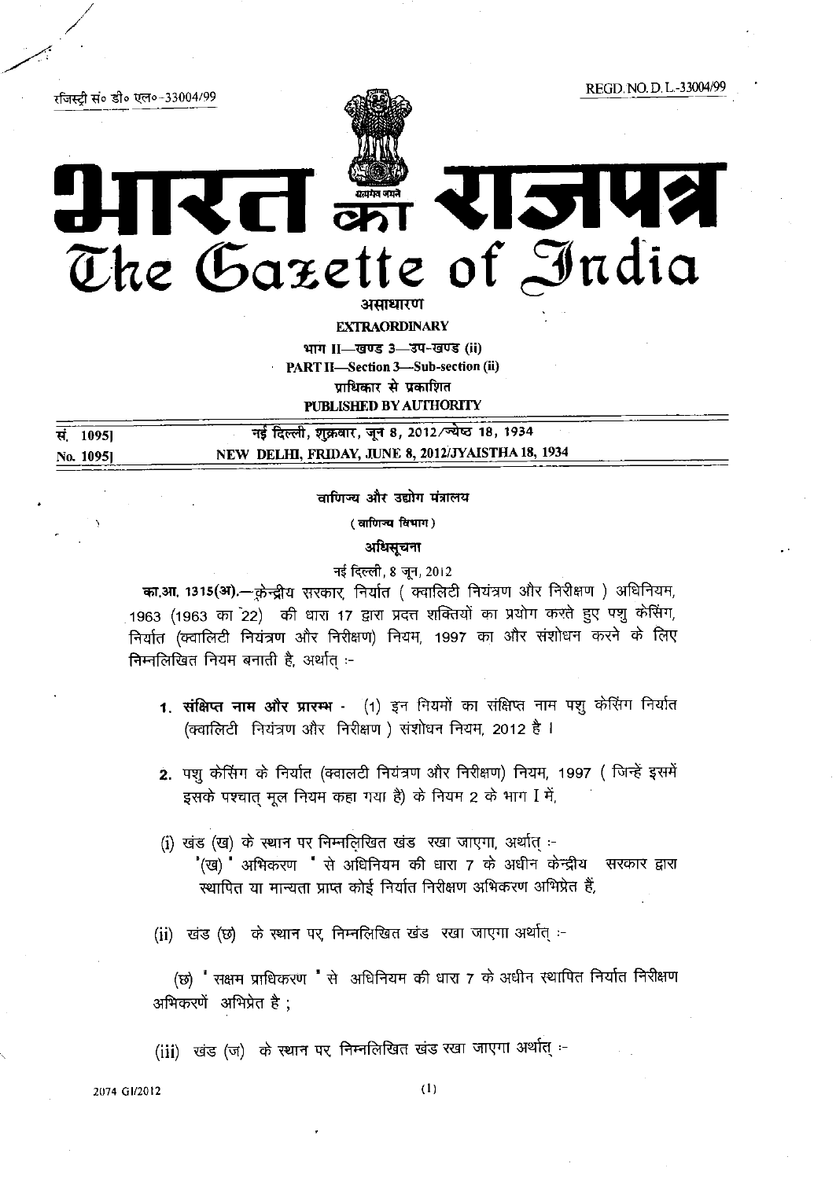रजिस्ट्री सं० डी० एल०-33004/99 REGD. NO. D. L.-33004/99

# भारत का राजपत्र
# The Gazette of India

**असाधारण**

**EXTRAORDINARY**

**भाग II—खण्ड 3—उप-खण्ड (ii)**

**PART II—Section 3—Sub-section (ii)**

**प्राधिकार से प्रकाशित**

**PUBLISHED BY AUTHORITY**

| | |
|---|---|
| सं. 1095] | नई दिल्ली, शुक्रवार, जून 8, 2012/ज्येष्ठ 18, 1934 |
| No. 1095] | NEW DELHI, FRIDAY, JUNE 8, 2012/JYAISTHA 18, 1934 |

**वाणिज्य और उद्योग मंत्रालय**

**(वाणिज्य विभाग)**

**अधिसूचना**

नई दिल्ली, 8 जून, 2012

**का.आ. 1315(अ).**—केन्द्रीय सरकार, निर्यात ( क्वालिटी नियंत्रण और निरीक्षण ) अधिनियम, 1963 (1963 का 22) की धारा 17 द्वारा प्रदत्त शक्तियों का प्रयोग करते हुए पशु केसिंग, निर्यात (क्वालिटी नियंत्रण और निरीक्षण) नियम, 1997 का और संशोधन करने के लिए निम्नलिखित नियम बनाती है, अर्थात् :-

1. **संक्षिप्त नाम और प्रारम्भ** - (1) इन नियमों का संक्षिप्त नाम पशु केसिंग निर्यात (क्वालिटी नियंत्रण और निरीक्षण ) संशोधन नियम, 2012 है ।

2. पशु केसिंग के निर्यात (क्वालटी नियंत्रण और निरीक्षण) नियम, 1997 ( जिन्हें इसमें इसके पश्चात् मूल नियम कहा गया है) के नियम 2 के भाग I में,

(i) खंड (ख) के स्थान पर निम्नलिखित खंड रखा जाएगा, अर्थात् :-
"(ख) " अभिकरण " से अधिनियम की धारा 7 के अधीन केन्द्रीय सरकार द्वारा स्थापित या मान्यता प्राप्त कोई निर्यात निरीक्षण अभिकरण अभिप्रेत हैं,

(ii) खंड (छ) के स्थान पर, निम्नलिखित खंड रखा जाएगा अर्थात् :-

(छ) " सक्षम प्राधिकरण " से अधिनियम की धारा 7 के अधीन स्थापित निर्यात निरीक्षण अभिकरणें अभिप्रेत है ;

(iii) खंड (ज) के स्थान पर, निम्नलिखित खंड रखा जाएगा अर्थात् :-

2074 GI/2012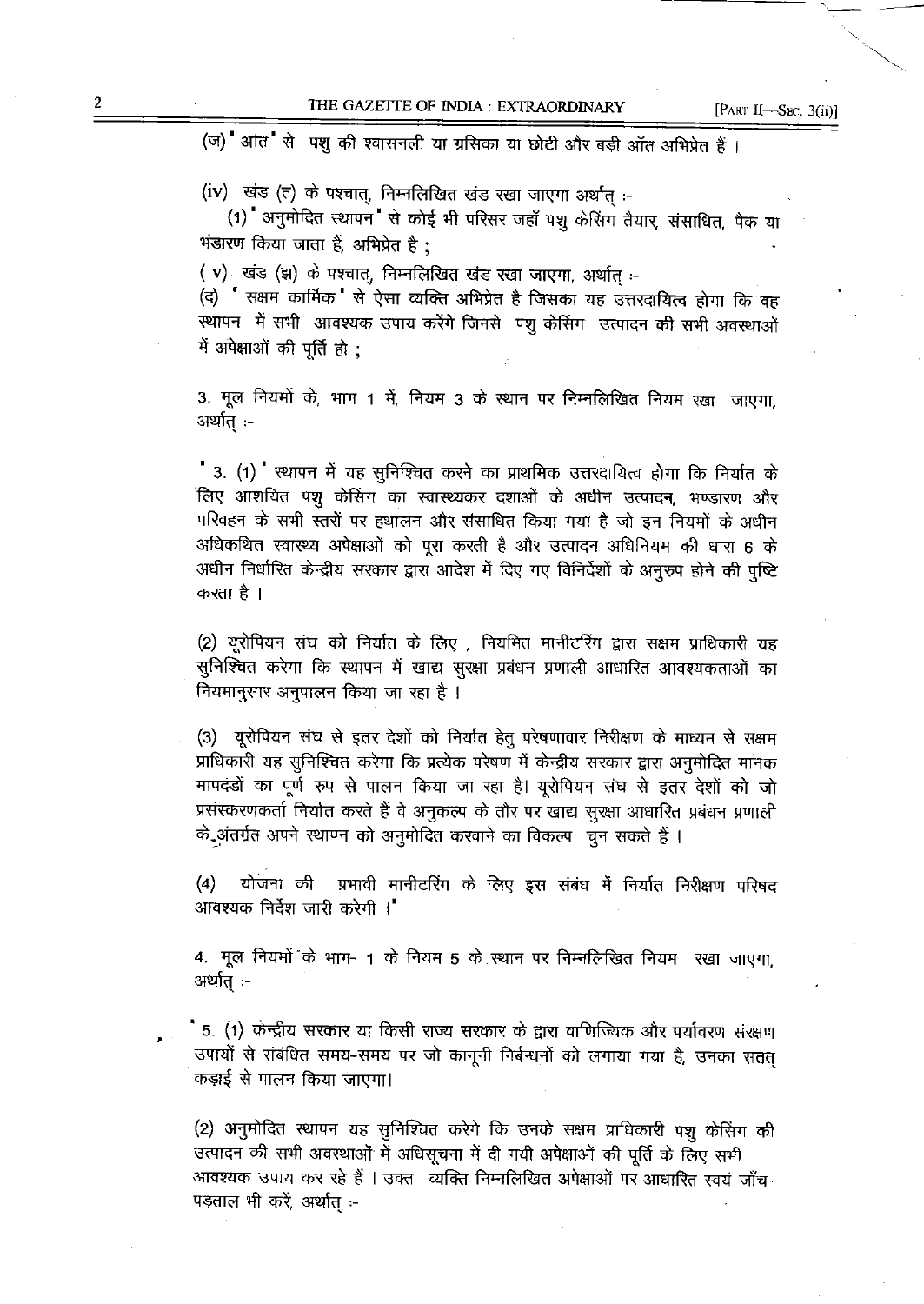(ज) "आंत" से पशु की श्वासनली या ग्रसिका या छोटी और बड़ी आँत अभिप्रेत हैं ।

(iv) खंड (त) के पश्चात्, निम्नलिखित खंड रखा जाएगा अर्थात् :-

(1) "अनुमोदित स्थापन" से कोई भी परिसर जहाँ पशु केसिंग तैयार, संसाधित, पैक या भंडारण किया जाता हैं, अभिप्रेत है ;

(v) खंड (झ) के पश्चात्, निम्नलिखित खंड रखा जाएगा, अर्थात् :-

(द) "सक्षम कार्मिक" से ऐसा व्यक्ति अभिप्रेत है जिसका यह उत्तरदायित्व होगा कि वह स्थापन में सभी आवश्यक उपाय करेंगे जिनसे पशु केसिंग उत्पादन की सभी अवस्थाओं में अपेक्षाओं की पूर्ति हो ;

3. मूल नियमों के, भाग 1 में, नियम 3 के स्थान पर निम्नलिखित नियम रखा जाएगा, अर्थात् :-

"3. (1) "स्थापन में यह सुनिश्चित करने का प्राथमिक उत्तरदायित्व होगा कि निर्यात के लिए आशयित पशु केसिंग का स्वास्थ्यकर दशाओं के अधीन उत्पादन, भण्डारण और परिवहन के सभी स्तरों पर हथालन और संसाधित किया गया है जो इन नियमों के अधीन अधिकथित स्वास्थ्य अपेक्षाओं को पूरा करती है और उत्पादन अधिनियम की धारा 6 के अधीन निर्धारित केन्द्रीय सरकार द्वारा आदेश में दिए गए विनिर्देशों के अनुरूप होने की पुष्टि करता है ।

(2) यूरोपियन संघ को निर्यात के लिए , नियमित मानीटरिंग द्वारा सक्षम प्राधिकारी यह सुनिश्चित करेगा कि स्थापन में खाद्य सुरक्षा प्रबंधन प्रणाली आधारित आवश्यकताओं का नियमानुसार अनुपालन किया जा रहा है ।

(3) यूरोपियन संघ से इतर देशों को निर्यात हेतु परेषणावार निरीक्षण के माध्यम से सक्षम प्राधिकारी यह सुनिश्चित करेगा कि प्रत्येक परेषण में केन्द्रीय सरकार द्वारा अनुमोदित मानक मापदंडों का पूर्ण रुप से पालन किया जा रहा है। यूरोपियन संघ से इतर देशों को जो प्रसंस्करणकर्ता निर्यात करते हैं वे अनुकल्प के तौर पर खाद्य सुरक्षा आधारित प्रबंधन प्रणाली के अंतर्गत अपने स्थापन को अनुमोदित करवाने का विकल्प चुन सकते हैं ।

(4) योजना की प्रभावी मानीटरिंग के लिए इस संबंध में निर्यात निरीक्षण परिषद आवश्यक निर्देश जारी करेगी ।"

4. मूल नियमों के भाग- 1 के नियम 5 के स्थान पर निम्नलिखित नियम रखा जाएगा, अर्थात् :-

"5. (1) केन्द्रीय सरकार या किसी राज्य सरकार के द्वारा वाणिज्यिक और पर्यावरण संरक्षण उपायों से संबंधित समय-समय पर जो कानूनी निर्बन्धनों को लगाया गया है, उनका सतत् कड़ाई से पालन किया जाएगा।

(2) अनुमोदित स्थापन यह सुनिश्चित करेंगे कि उनके सक्षम प्राधिकारी पशु केसिंग की उत्पादन की सभी अवस्थाओं में अधिसूचना में दी गयी अपेक्षाओं की पूर्ति के लिए सभी आवश्यक उपाय कर रहे हैं । उक्त व्यक्ति निम्नलिखित अपेक्षाओं पर आधारित स्वयं जाँच-पड़ताल भी करें, अर्थात् :-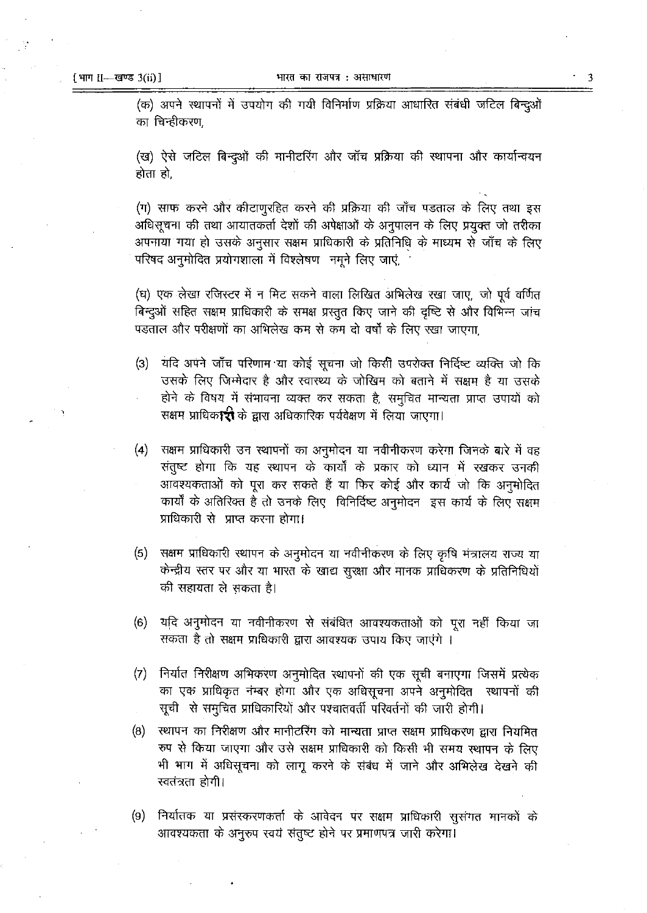(क) अपने स्थापनों में उपयोग की गयी विनिर्माण प्रक्रिया आधारित संबंधी जटिल बिन्दुओं का चिन्हीकरण,

(ख) ऐसे जटिल बिन्दुओं की मानीटरिंग और जॉच प्रक्रिया की स्थापना और कार्यान्वयन होता हो,

(ग) साफ करने और कीटाणुरहित करने की प्रक्रिया की जाँच पडताल के लिए तथा इस अधिसूचना की तथा आयातकर्ता देशों की अपेक्षाओं के अनुपालन के लिए प्रयुक्त जो तरीका अपनाया गया हो उसके अनुसार सक्षम प्राधिकारी के प्रतिनिधि के माध्यम से जाँच के लिए परिषद अनुमोदित प्रयोगशाला में विश्लेषण नमूने लिए जाएं,

(घ) एक लेखा रजिस्टर में न मिट सकने वाला लिखित अभिलेख रखा जाए, जो पूर्व वर्णित बिन्दुओं सहित सक्षम प्राधिकारी के समक्ष प्रस्तुत किए जाने की दृष्टि से और विभिन्न जांच पडताल और परीक्षणों का अभिलेख कम से कम दो वर्षो के लिए रखा जाएगा,

(3) यदि अपने जाँच परिणाम या कोई सूचना जो किसी उपरोक्त निर्दिष्ट व्यक्ति जो कि उसके लिए जिम्मेदार है और स्वास्थ्य के जोखिम को बताने में सक्षम है या उसके होने के विषय में संभावना व्यक्त कर सकता है, समुचित मान्यता प्राप्त उपायों को सक्षम प्राधिकारी के द्वारा अधिकारिक पर्यवेक्षण में लिया जाएगा।

(4) सक्षम प्राधिकारी उन स्थापनों का अनुमोदन या नवीनीकरण करेगा जिनके बारे में वह संतुष्ट होगा कि यह स्थापन के कार्यो के प्रकार को ध्यान में रखकर उनकी आवश्यकताओं को पूरा कर सकते हैं या फिर कोई और कार्य जो कि अनुमोदित कार्यो के अतिरिक्त है तो उनके लिए विनिर्दिष्ट अनुमोदन इस कार्य के लिए सक्षम प्राधिकारी से प्राप्त करना होगा।

(5) सक्षम प्राधिकारी स्थापन के अनुमोदन या नवीनीकरण के लिए कृषि मंत्रालय राज्य या केन्द्रीय स्तर पर और या भारत के खाद्य सुरक्षा और मानक प्राधिकरण के प्रतिनिधियों की सहायता ले सकता है।

(6) यदि अनुमोदन या नवीनीकरण से संबंधित आवश्यकताओं को पूरा नहीं किया जा सकता है तो सक्षम प्राधिकारी द्वारा आवश्यक उपाय किए जाएंगे ।

(7) निर्यात निरीक्षण अभिकरण अनुमोदित स्थापनों की एक सूची बनाएगा जिसमें प्रत्येक का एक प्राधिकृत नंम्बर होगा और एक अधिसूचना अपने अनुमोदित स्थापनों की सूची से समुचित प्राधिकारियों और पश्चातवर्ती परिवर्तनों की जारी होगी।

(8) स्थापन का निरीक्षण और मानीटरिंग को मान्यता प्राप्त सक्षम प्राधिकरण द्वारा नियमित रुप से किया जाएगा और उसे सक्षम प्राधिकारी को किसी भी समय स्थापन के लिए भी भाग में अधिसूचना को लागू करने के संबंध में जाने और अभिलेख देखने की स्वतंत्रता होगी।

(9) निर्यातक या प्रसंस्करणकर्ता के आवेदन पर सक्षम प्राधिकारी सुसंगत मानकों के आवश्यकता के अनुरुप स्वयं संतुष्ट होने पर प्रमाणपत्र जारी करेगा।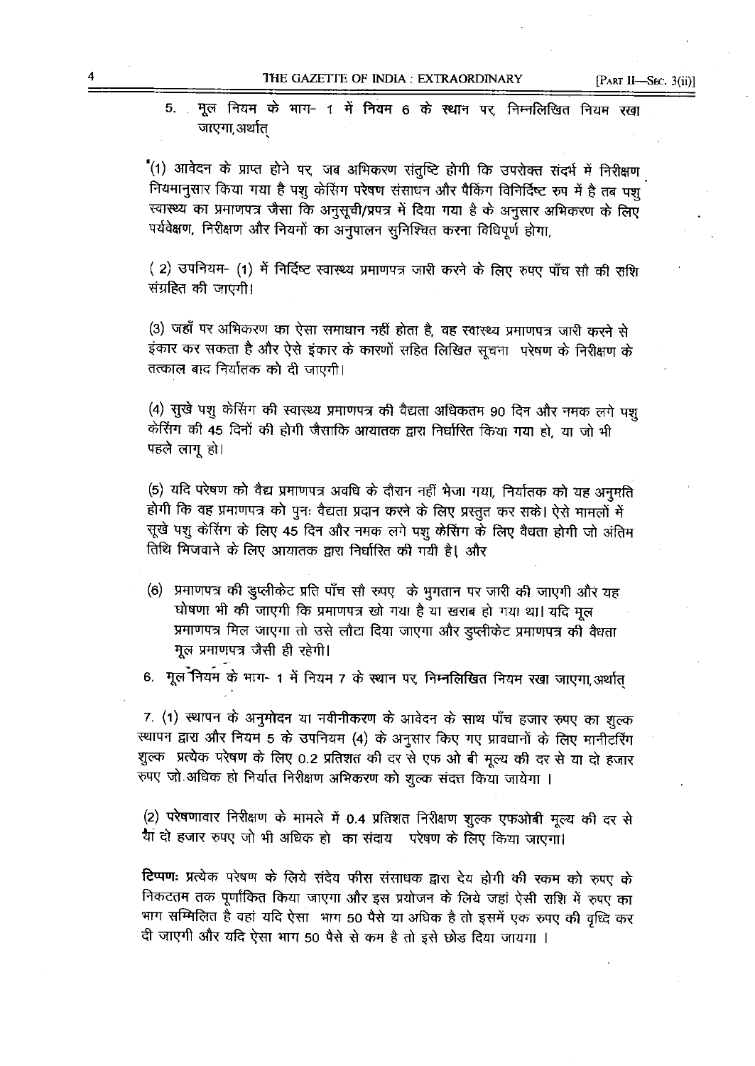5. मूल नियम के भाग- 1 में नियम 6 के स्थान पर, निम्नलिखित नियम रखा जाएगा, अर्थात्

"(1) आवेदन के प्राप्त होने पर, जब अभिकरण संतुष्टि होगी कि उपरोक्त संदर्भ में निरीक्षण नियमानुसार किया गया है पशु केसिंग परेषण संसाधन और पैकिंग विनिर्दिष्ट रूप में है तब पशु स्वास्थ्य का प्रमाणपत्र जैसा कि अनुसूची/प्रपत्र में दिया गया है के अनुसार अभिकरण के लिए पर्यवेक्षण, निरीक्षण और नियमों का अनुपालन सुनिश्चित करना विधिपूर्ण होगा,

(2) उपनियम- (1) में निर्दिष्ट स्वास्थ्य प्रमाणपत्र जारी करने के लिए रुपए पाँच सौ की राशि संग्रहित की जाएगी।

(3) जहाँ पर अभिकरण का ऐसा समाधान नहीं होता है, वह स्वास्थ्य प्रमाणपत्र जारी करने से इंकार कर सकता है और ऐसे इंकार के कारणों सहित लिखित सूचना परेषण के निरीक्षण के तत्काल बाद निर्यातक को दी जाएगी।

(4) सूखे पशु केसिंग की स्वास्थ्य प्रमाणपत्र की वैद्यता अधिकतम 90 दिन और नमक लगे पशु केसिंग की 45 दिनों की होगी जैसाकि आयातक द्वारा निर्धारित किया गया हो, या जो भी पहले लागू हो।

(5) यदि परेषण को वैद्य प्रमाणपत्र अवधि के दौरान नहीं भेजा गया, निर्यातक को यह अनुमति होगी कि वह प्रमाणपत्र को पुनः वैद्यता प्रदान करने के लिए प्रस्तुत कर सके। ऐसे मामलों में सूखे पशु केसिंग के लिए 45 दिन और नमक लगे पशु केसिंग के लिए वैधता होगी जो अंतिम तिथि भिजवाने के लिए आयातक द्वारा निर्धारित की गयी है। और

(6) प्रमाणपत्र की डुप्लीकेट प्रति पाँच सौ रुपए के भुगतान पर जारी की जाएगी और यह घोषणा भी की जाएगी कि प्रमाणपत्र खो गया है या खराब हो गया था। यदि मूल प्रमाणपत्र मिल जाएगा तो उसे लौटा दिया जाएगा और डुप्लीकेट प्रमाणपत्र की वैधता मूल प्रमाणपत्र जैसी ही रहेगी।

6. मूल नियम के भाग- 1 में नियम 7 के स्थान पर, निम्नलिखित नियम रखा जाएगा, अर्थात्

7. (1) स्थापन के अनुमोदन या नवीनीकरण के आवेदन के साथ पाँच हजार रुपए का शुल्क स्थापन द्वारा और नियम 5 के उपनियम (4) के अनुसार किए गए प्रावधानों के लिए मानीटरिंग शुल्क प्रत्येक परेषण के लिए 0.2 प्रतिशत की दर से एफ ओ बी मूल्य की दर से या दो हजार रुपए जो अधिक हो निर्यात निरीक्षण अभिकरण को शुल्क संदत्त किया जायेगा ।

(2) परेषणावार निरीक्षण के मामले में 0.4 प्रतिशत निरीक्षण शुल्क एफओबी मूल्य की दर से या दो हजार रुपए जो भी अधिक हो का संदाय परेषण के लिए किया जाएगा।

**टिप्पणः** प्रत्येक परेषण के लिये संदेय फीस संसाधक द्वारा देय होगी की रकम को रुपए के निकटतम तक पूर्णांकित किया जाएगा और इस प्रयोजन के लिये जहां ऐसी राशि में रुपए का भाग सम्मिलित है वहां यदि ऐसा भाग 50 पैसे या अधिक है तो इसमें एक रुपए की वृद्धि कर दी जाएगी और यदि ऐसा भाग 50 पैसे से कम है तो इसे छोड दिया जायगा ।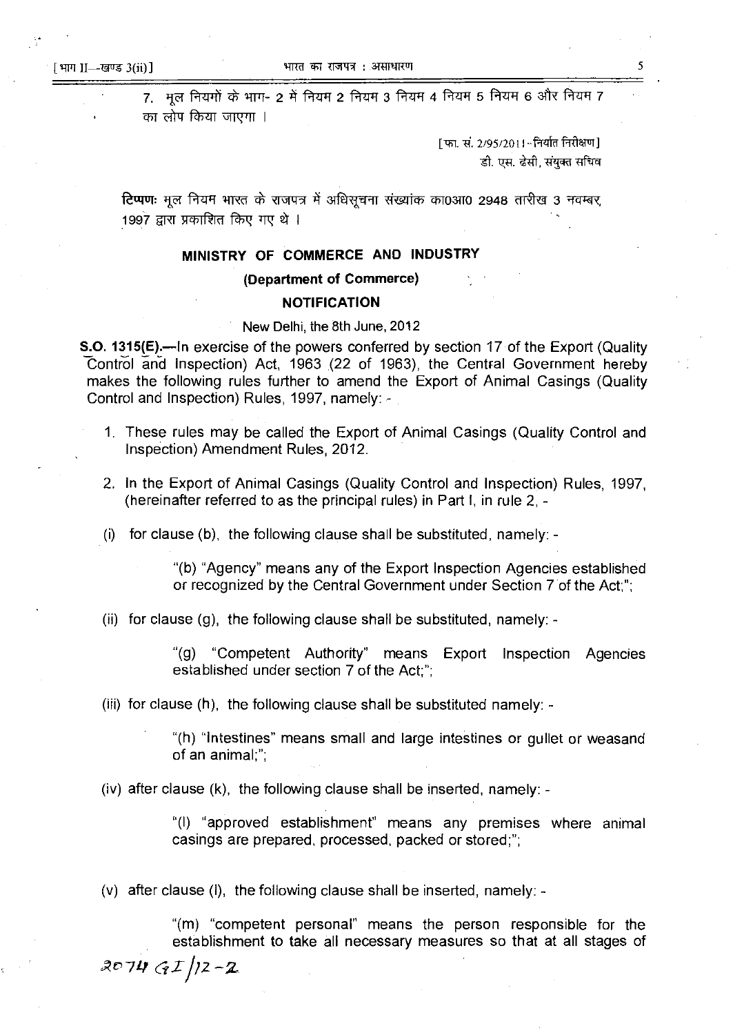7. मूल नियमों के भाग- 2 में नियम 2 नियम 3 नियम 4 नियम 5 नियम 6 और नियम 7 का लोप किया जाएगा ।

[फा. सं. 2/95/2011 - निर्यात निरीक्षण]

डी. एस. ढेसी, संयुक्त सचिव

**टिप्पण:** मूल नियम भारत के राजपत्र में अधिसूचना संख्यांक का०आ० 2948 तारीख 3 नवम्बर, 1997 द्वारा प्रकाशित किए गए थे ।

## MINISTRY OF COMMERCE AND INDUSTRY

### (Department of Commerce)

### NOTIFICATION

New Delhi, the 8th June, 2012

**S.O. 1315(E).**—In exercise of the powers conferred by section 17 of the Export (Quality Control and Inspection) Act, 1963 (22 of 1963), the Central Government hereby makes the following rules further to amend the Export of Animal Casings (Quality Control and Inspection) Rules, 1997, namely: -

1. These rules may be called the Export of Animal Casings (Quality Control and Inspection) Amendment Rules, 2012.

2. In the Export of Animal Casings (Quality Control and Inspection) Rules, 1997, (hereinafter referred to as the principal rules) in Part I, in rule 2, -

(i) for clause (b), the following clause shall be substituted, namely: -

> "(b) "Agency" means any of the Export Inspection Agencies established or recognized by the Central Government under Section 7 of the Act;";

(ii) for clause (g), the following clause shall be substituted, namely: -

> "(g) "Competent Authority" means Export Inspection Agencies established under section 7 of the Act;";

(iii) for clause (h), the following clause shall be substituted namely: -

> "(h) "Intestines" means small and large intestines or gullet or weasand of an animal;";

(iv) after clause (k), the following clause shall be inserted, namely: -

> "(l) "approved establishment" means any premises where animal casings are prepared, processed, packed or stored;";

(v) after clause (l), the following clause shall be inserted, namely: -

> "(m) "competent personal" means the person responsible for the establishment to take all necessary measures so that at all stages of

2074 GI/12-2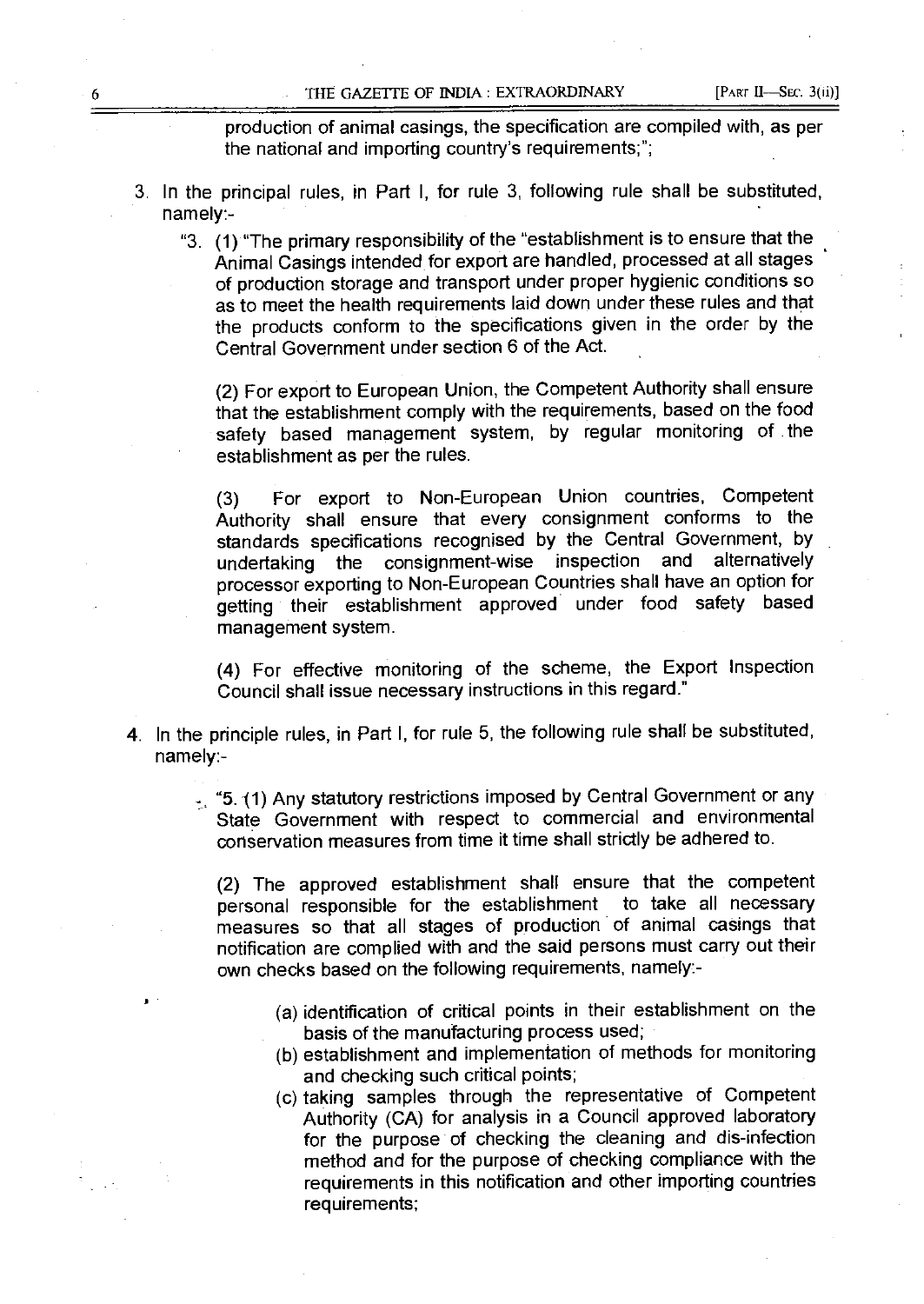production of animal casings, the specification are compiled with, as per the national and importing country's requirements;";

3. In the principal rules, in Part I, for rule 3, following rule shall be substituted, namely:-

   "3. (1) "The primary responsibility of the "establishment is to ensure that the Animal Casings intended for export are handled, processed at all stages of production storage and transport under proper hygienic conditions so as to meet the health requirements laid down under these rules and that the products conform to the specifications given in the order by the Central Government under section 6 of the Act.

   (2) For export to European Union, the Competent Authority shall ensure that the establishment comply with the requirements, based on the food safety based management system, by regular monitoring of the establishment as per the rules.

   (3) For export to Non-European Union countries, Competent Authority shall ensure that every consignment conforms to the standards specifications recognised by the Central Government, by undertaking the consignment-wise inspection and alternatively processor exporting to Non-European Countries shall have an option for getting their establishment approved under food safety based management system.

   (4) For effective monitoring of the scheme, the Export Inspection Council shall issue necessary instructions in this regard."

4. In the principle rules, in Part I, for rule 5, the following rule shall be substituted, namely:-

   "5. (1) Any statutory restrictions imposed by Central Government or any State Government with respect to commercial and environmental conservation measures from time it time shall strictly be adhered to.

   (2) The approved establishment shall ensure that the competent personal responsible for the establishment to take all necessary measures so that all stages of production of animal casings that notification are complied with and the said persons must carry out their own checks based on the following requirements, namely:-

   (a) identification of critical points in their establishment on the basis of the manufacturing process used;
   (b) establishment and implementation of methods for monitoring and checking such critical points;
   (c) taking samples through the representative of Competent Authority (CA) for analysis in a Council approved laboratory for the purpose of checking the cleaning and dis-infection method and for the purpose of checking compliance with the requirements in this notification and other importing countries requirements;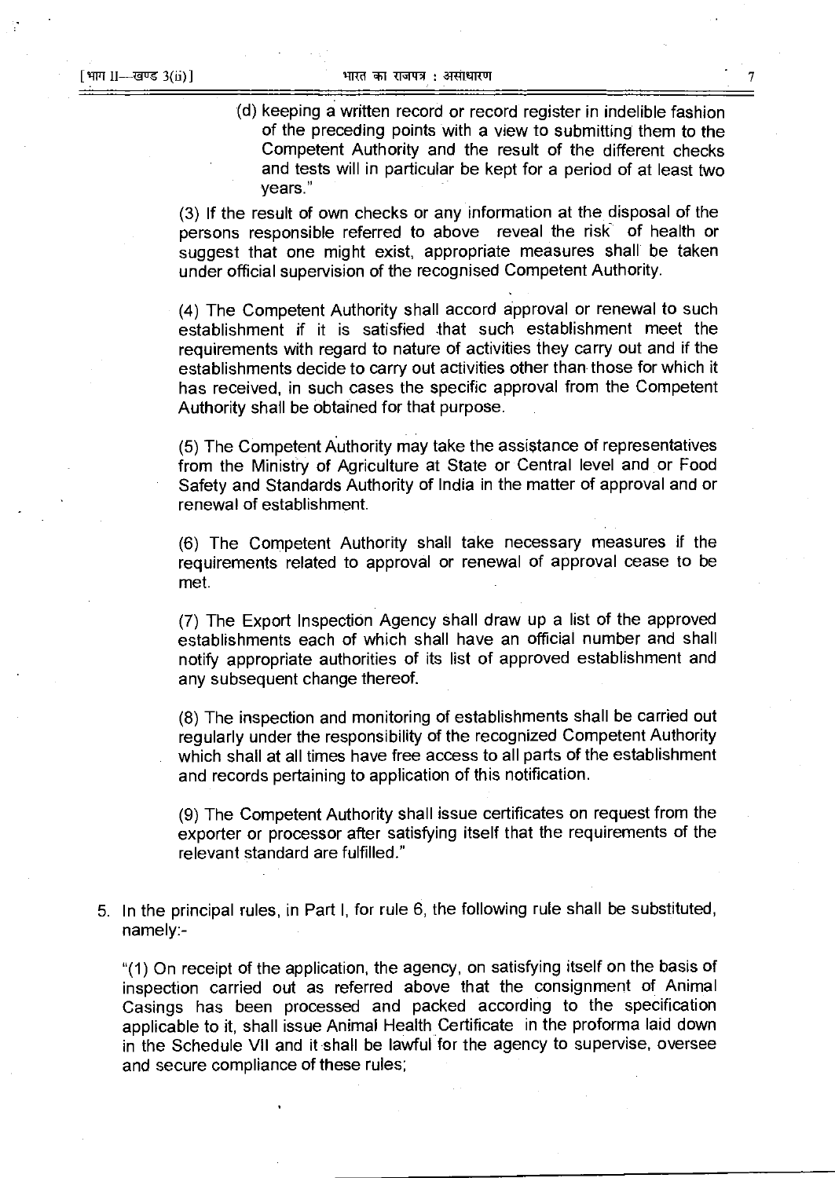(d) keeping a written record or record register in indelible fashion of the preceding points with a view to submitting them to the Competent Authority and the result of the different checks and tests will in particular be kept for a period of at least two years."

(3) If the result of own checks or any information at the disposal of the persons responsible referred to above reveal the risk of health or suggest that one might exist, appropriate measures shall be taken under official supervision of the recognised Competent Authority.

(4) The Competent Authority shall accord approval or renewal to such establishment if it is satisfied that such establishment meet the requirements with regard to nature of activities they carry out and if the establishments decide to carry out activities other than those for which it has received, in such cases the specific approval from the Competent Authority shall be obtained for that purpose.

(5) The Competent Authority may take the assistance of representatives from the Ministry of Agriculture at State or Central level and or Food Safety and Standards Authority of India in the matter of approval and or renewal of establishment.

(6) The Competent Authority shall take necessary measures if the requirements related to approval or renewal of approval cease to be met.

(7) The Export Inspection Agency shall draw up a list of the approved establishments each of which shall have an official number and shall notify appropriate authorities of its list of approved establishment and any subsequent change thereof.

(8) The inspection and monitoring of establishments shall be carried out regularly under the responsibility of the recognized Competent Authority which shall at all times have free access to all parts of the establishment and records pertaining to application of this notification.

(9) The Competent Authority shall issue certificates on request from the exporter or processor after satisfying itself that the requirements of the relevant standard are fulfilled."

5. In the principal rules, in Part I, for rule 6, the following rule shall be substituted, namely:-

"(1) On receipt of the application, the agency, on satisfying itself on the basis of inspection carried out as referred above that the consignment of Animal Casings has been processed and packed according to the specification applicable to it, shall issue Animal Health Certificate in the proforma laid down in the Schedule VII and it shall be lawful for the agency to supervise, oversee and secure compliance of these rules;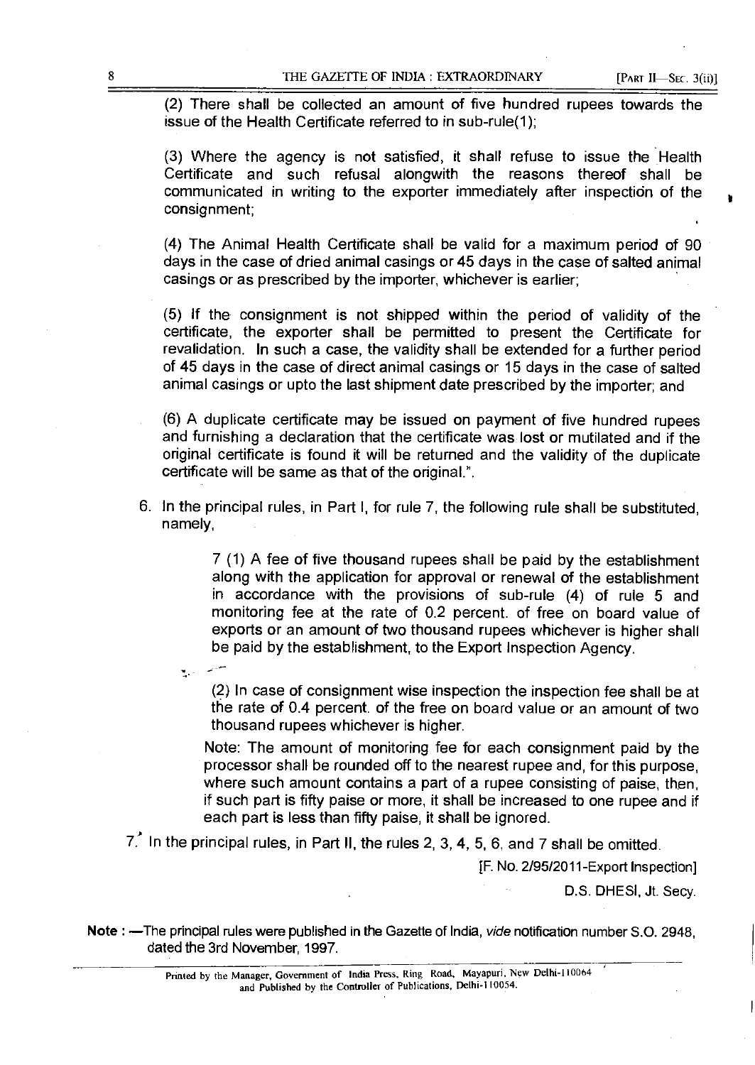(2) There shall be collected an amount of five hundred rupees towards the issue of the Health Certificate referred to in sub-rule(1);

(3) Where the agency is not satisfied, it shall refuse to issue the Health Certificate and such refusal alongwith the reasons thereof shall be communicated in writing to the exporter immediately after inspection of the consignment;

(4) The Animal Health Certificate shall be valid for a maximum period of 90 days in the case of dried animal casings or 45 days in the case of salted animal casings or as prescribed by the importer, whichever is earlier;

(5) If the consignment is not shipped within the period of validity of the certificate, the exporter shall be permitted to present the Certificate for revalidation. In such a case, the validity shall be extended for a further period of 45 days in the case of direct animal casings or 15 days in the case of salted animal casings or upto the last shipment date prescribed by the importer; and

(6) A duplicate certificate may be issued on payment of five hundred rupees and furnishing a declaration that the certificate was lost or mutilated and if the original certificate is found it will be returned and the validity of the duplicate certificate will be same as that of the original.".

6. In the principal rules, in Part I, for rule 7, the following rule shall be substituted, namely,

   7 (1) A fee of five thousand rupees shall be paid by the establishment along with the application for approval or renewal of the establishment in accordance with the provisions of sub-rule (4) of rule 5 and monitoring fee at the rate of 0.2 percent. of free on board value of exports or an amount of two thousand rupees whichever is higher shall be paid by the establishment, to the Export Inspection Agency.

   (2) In case of consignment wise inspection the inspection fee shall be at the rate of 0.4 percent. of the free on board value or an amount of two thousand rupees whichever is higher.

   Note: The amount of monitoring fee for each consignment paid by the processor shall be rounded off to the nearest rupee and, for this purpose, where such amount contains a part of a rupee consisting of paise, then, if such part is fifty paise or more, it shall be increased to one rupee and if each part is less than fifty paise, it shall be ignored.

7. In the principal rules, in Part II, the rules 2, 3, 4, 5, 6, and 7 shall be omitted.

[F. No. 2/95/2011-Export Inspection]

D.S. DHESI, Jt. Secy.

**Note :** —The principal rules were published in the Gazette of India, *vide* notification number S.O. 2948, dated the 3rd November, 1997.

Printed by the Manager, Government of India Press, Ring Road, Mayapuri, New Delhi-110064 and Published by the Controller of Publications, Delhi-110054.